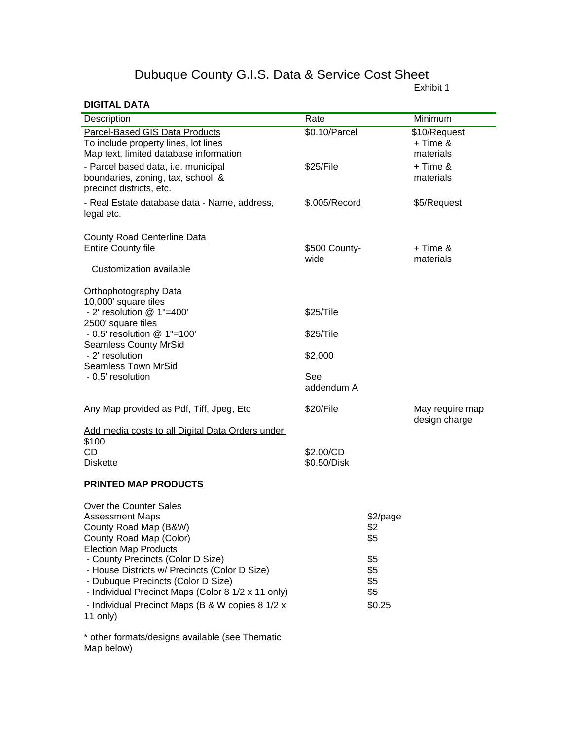# Dubuque County G.I.S. Data & Service Cost Sheet

Exhibit 1

### DIGITAL DATA

| Description | Rate | Minimum |
|---|---|---|
| Parcel-Based GIS Data Products<br>To include property lines, lot lines<br>Map text, limited database information | $0.10/Parcel | $10/Request<br>+ Time & materials |
| - Parcel based data, i.e. municipal boundaries, zoning, tax, school, & precinct districts, etc. | $25/File | + Time & materials |
| - Real Estate database data - Name, address, legal etc. | $.005/Record | $5/Request |
| County Road Centerline Data | | |
| Entire County file | $500 County-wide | + Time & materials |
| Customization available | | |
| Orthophotography Data | | |
| 10,000' square tiles<br>- 2' resolution @ 1"=400' | $25/Tile | |
| 2500' square tiles<br>- 0.5' resolution @ 1"=100' | $25/Tile | |
| Seamless County MrSid<br>- 2' resolution | $2,000 | |
| Seamless Town MrSid<br>- 0.5' resolution | See addendum A | |
| Any Map provided as Pdf, Tiff, Jpeg, Etc | $20/File | May require map design charge |
| Add media costs to all Digital Data Orders under $100 | | |
| CD | $2.00/CD | |
| Diskette | $0.50/Disk | |

### PRINTED MAP PRODUCTS

| Over the Counter Sales | |
|---|---|
| Assessment Maps | $2/page |
| County Road Map (B&W) | $2 |
| County Road Map (Color) | $5 |
| Election Map Products | |
| - County Precincts (Color D Size) | $5 |
| - House Districts w/ Precincts (Color D Size) | $5 |
| - Dubuque Precincts (Color D Size) | $5 |
| - Individual Precinct Maps (Color 8 1/2 x 11 only) | $5 |
| - Individual Precinct Maps (B & W copies 8 1/2 x 11 only) | $0.25 |

* other formats/designs available (see Thematic Map below)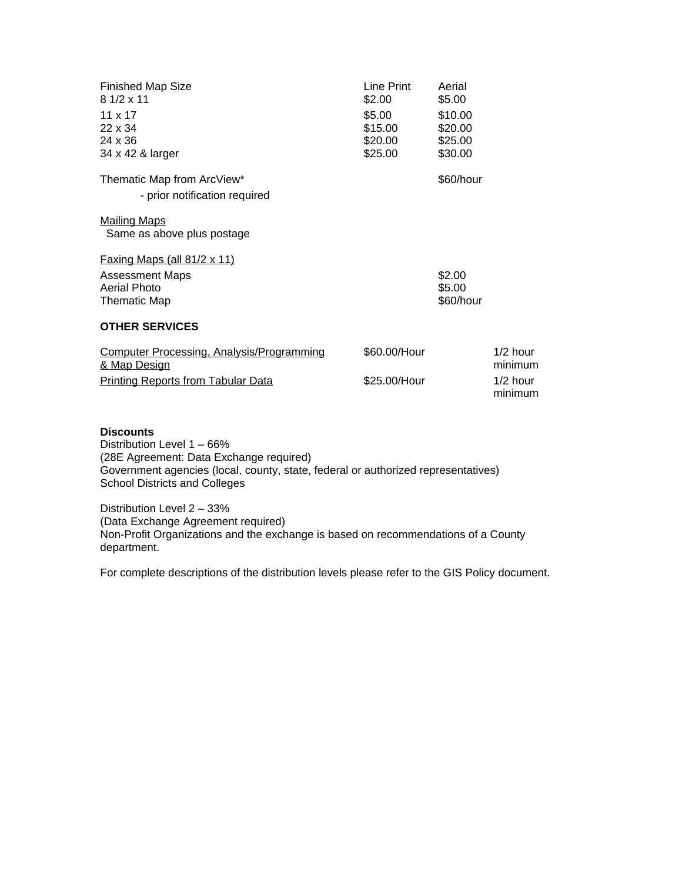| Finished Map Size | Line Print | Aerial |
| --- | --- | --- |
| 8 1/2 x 11 | $2.00 | $5.00 |
| 11 x 17 | $5.00 | $10.00 |
| 22 x 34 | $15.00 | $20.00 |
| 24 x 36 | $20.00 | $25.00 |
| 34 x 42 & larger | $25.00 | $30.00 |

Thematic Map from ArcView* $60/hour

- prior notification required

Mailing Maps

Same as above plus postage

Faxing Maps (all 81/2 x 11)

| | |
| --- | --- |
| Assessment Maps | $2.00 |
| Aerial Photo | $5.00 |
| Thematic Map | $60/hour |

**OTHER SERVICES**

| | | |
| --- | --- | --- |
| Computer Processing, Analysis/Programming & Map Design | $60.00/Hour | 1/2 hour minimum |
| Printing Reports from Tabular Data | $25.00/Hour | 1/2 hour minimum |

**Discounts**

Distribution Level 1 – 66%
(28E Agreement: Data Exchange required)
Government agencies (local, county, state, federal or authorized representatives)
School Districts and Colleges

Distribution Level 2 – 33%
(Data Exchange Agreement required)
Non-Profit Organizations and the exchange is based on recommendations of a County department.

For complete descriptions of the distribution levels please refer to the GIS Policy document.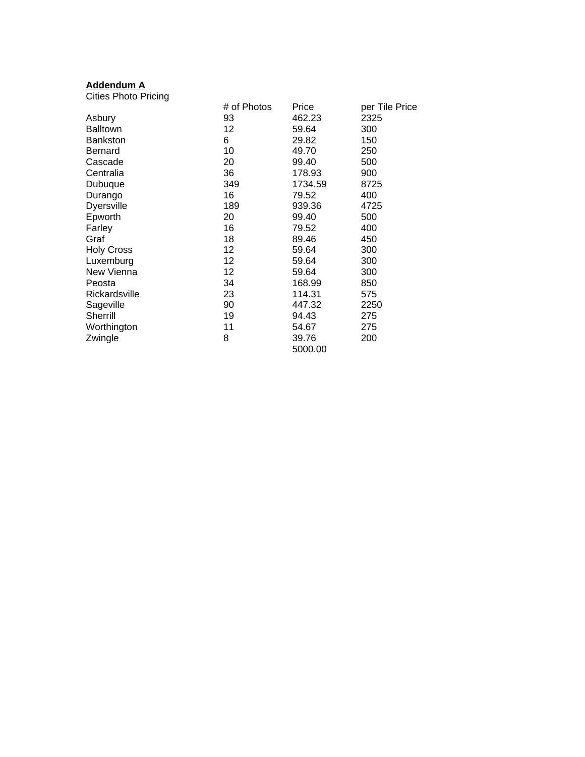**Addendum A**

Cities Photo Pricing

| | # of Photos | Price | per Tile Price |
|---|---|---|---|
| Asbury | 93 | 462.23 | 2325 |
| Balltown | 12 | 59.64 | 300 |
| Bankston | 6 | 29.82 | 150 |
| Bernard | 10 | 49.70 | 250 |
| Cascade | 20 | 99.40 | 500 |
| Centralia | 36 | 178.93 | 900 |
| Dubuque | 349 | 1734.59 | 8725 |
| Durango | 16 | 79.52 | 400 |
| Dyersville | 189 | 939.36 | 4725 |
| Epworth | 20 | 99.40 | 500 |
| Farley | 16 | 79.52 | 400 |
| Graf | 18 | 89.46 | 450 |
| Holy Cross | 12 | 59.64 | 300 |
| Luxemburg | 12 | 59.64 | 300 |
| New Vienna | 12 | 59.64 | 300 |
| Peosta | 34 | 168.99 | 850 |
| Rickardsville | 23 | 114.31 | 575 |
| Sageville | 90 | 447.32 | 2250 |
| Sherrill | 19 | 94.43 | 275 |
| Worthington | 11 | 54.67 | 275 |
| Zwingle | 8 | 39.76 | 200 |
| | | 5000.00 | |